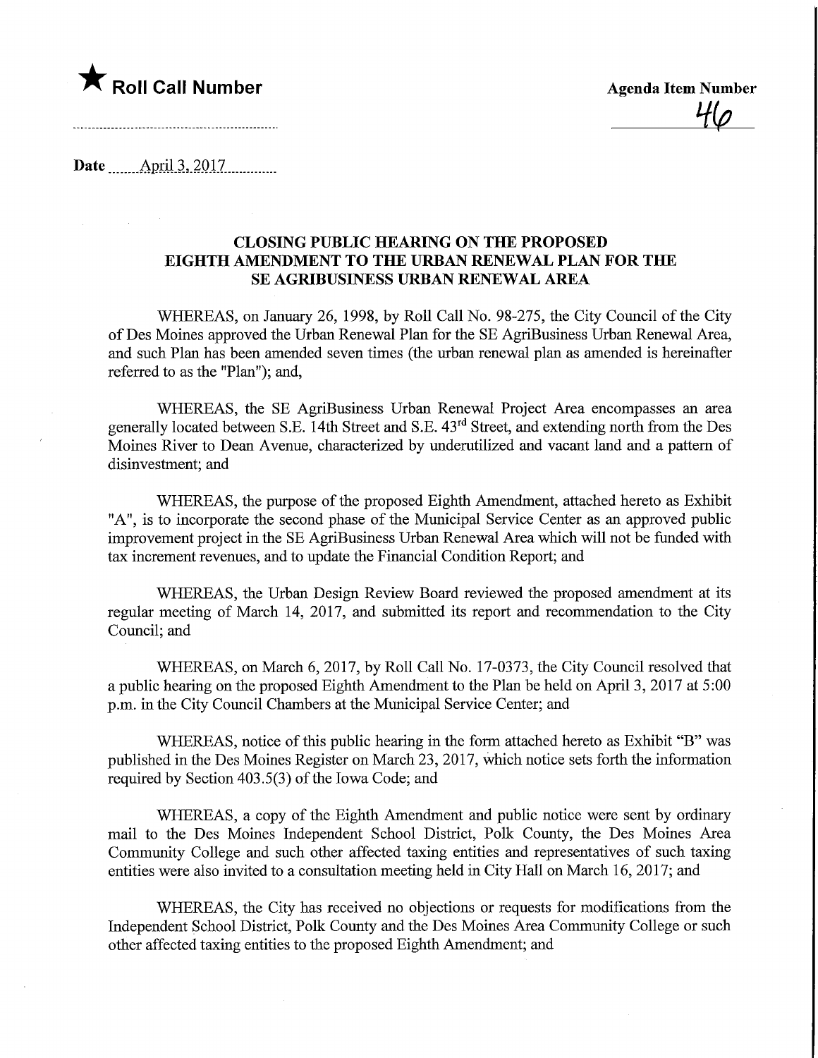★ **Roll Call Number**

**Agenda Item Number**

46

**Date** April 3, 2017

## CLOSING PUBLIC HEARING ON THE PROPOSED EIGHTH AMENDMENT TO THE URBAN RENEWAL PLAN FOR THE SE AGRIBUSINESS URBAN RENEWAL AREA

WHEREAS, on January 26, 1998, by Roll Call No. 98-275, the City Council of the City of Des Moines approved the Urban Renewal Plan for the SE AgriBusiness Urban Renewal Area, and such Plan has been amended seven times (the urban renewal plan as amended is hereinafter referred to as the "Plan"); and,

WHEREAS, the SE AgriBusiness Urban Renewal Project Area encompasses an area generally located between S.E. 14th Street and S.E. 43rd Street, and extending north from the Des Moines River to Dean Avenue, characterized by underutilized and vacant land and a pattern of disinvestment; and

WHEREAS, the purpose of the proposed Eighth Amendment, attached hereto as Exhibit "A", is to incorporate the second phase of the Municipal Service Center as an approved public improvement project in the SE AgriBusiness Urban Renewal Area which will not be funded with tax increment revenues, and to update the Financial Condition Report; and

WHEREAS, the Urban Design Review Board reviewed the proposed amendment at its regular meeting of March 14, 2017, and submitted its report and recommendation to the City Council; and

WHEREAS, on March 6, 2017, by Roll Call No. 17-0373, the City Council resolved that a public hearing on the proposed Eighth Amendment to the Plan be held on April 3, 2017 at 5:00 p.m. in the City Council Chambers at the Municipal Service Center; and

WHEREAS, notice of this public hearing in the form attached hereto as Exhibit "B" was published in the Des Moines Register on March 23, 2017, which notice sets forth the information required by Section 403.5(3) of the Iowa Code; and

WHEREAS, a copy of the Eighth Amendment and public notice were sent by ordinary mail to the Des Moines Independent School District, Polk County, the Des Moines Area Community College and such other affected taxing entities and representatives of such taxing entities were also invited to a consultation meeting held in City Hall on March 16, 2017; and

WHEREAS, the City has received no objections or requests for modifications from the Independent School District, Polk County and the Des Moines Area Community College or such other affected taxing entities to the proposed Eighth Amendment; and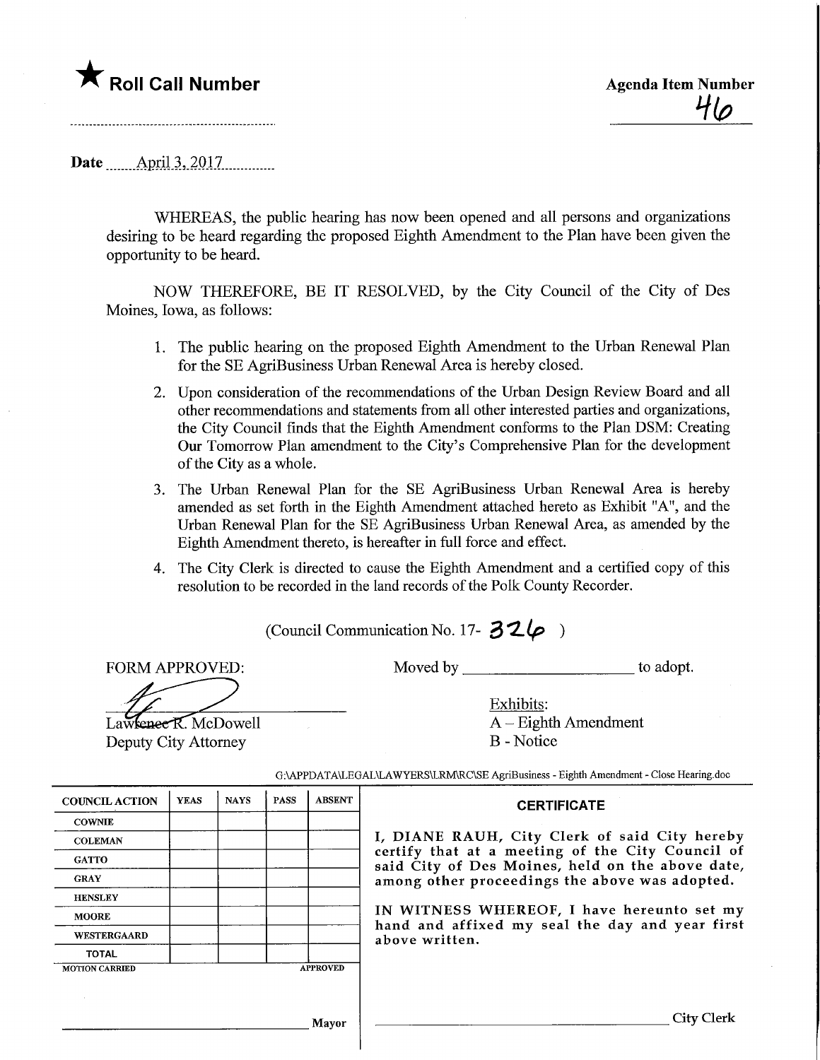★ **Roll Call Number**

**Agenda Item Number**

46

Date April 3, 2017

WHEREAS, the public hearing has now been opened and all persons and organizations desiring to be heard regarding the proposed Eighth Amendment to the Plan have been given the opportunity to be heard.

NOW THEREFORE, BE IT RESOLVED, by the City Council of the City of Des Moines, Iowa, as follows:

1. The public hearing on the proposed Eighth Amendment to the Urban Renewal Plan for the SE AgriBusiness Urban Renewal Area is hereby closed.
2. Upon consideration of the recommendations of the Urban Design Review Board and all other recommendations and statements from all other interested parties and organizations, the City Council finds that the Eighth Amendment conforms to the Plan DSM: Creating Our Tomorrow Plan amendment to the City's Comprehensive Plan for the development of the City as a whole.
3. The Urban Renewal Plan for the SE AgriBusiness Urban Renewal Area is hereby amended as set forth in the Eighth Amendment attached hereto as Exhibit "A", and the Urban Renewal Plan for the SE AgriBusiness Urban Renewal Area, as amended by the Eighth Amendment thereto, is hereafter in full force and effect.
4. The City Clerk is directed to cause the Eighth Amendment and a certified copy of this resolution to be recorded in the land records of the Polk County Recorder.

(Council Communication No. 17- 326 )

FORM APPROVED:

Lawrence R. McDowell
Deputy City Attorney

Moved by ____________________ to adopt.

Exhibits:
A – Eighth Amendment
B - Notice

G:\APPDATA\LEGAL\LAWYERS\LRM\RC\SE AgriBusiness - Eighth Amendment - Close Hearing.doc

| COUNCIL ACTION | YEAS | NAYS | PASS | ABSENT |
|---|---|---|---|---|
| COWNIE | | | | |
| COLEMAN | | | | |
| GATTO | | | | |
| GRAY | | | | |
| HENSLEY | | | | |
| MOORE | | | | |
| WESTERGAARD | | | | |
| TOTAL | | | | |

MOTION CARRIED APPROVED

____________________ Mayor

**CERTIFICATE**

I, DIANE RAUH, City Clerk of said City hereby certify that at a meeting of the City Council of said City of Des Moines, held on the above date, among other proceedings the above was adopted.

IN WITNESS WHEREOF, I have hereunto set my hand and affixed my seal the day and year first above written.

____________________ City Clerk